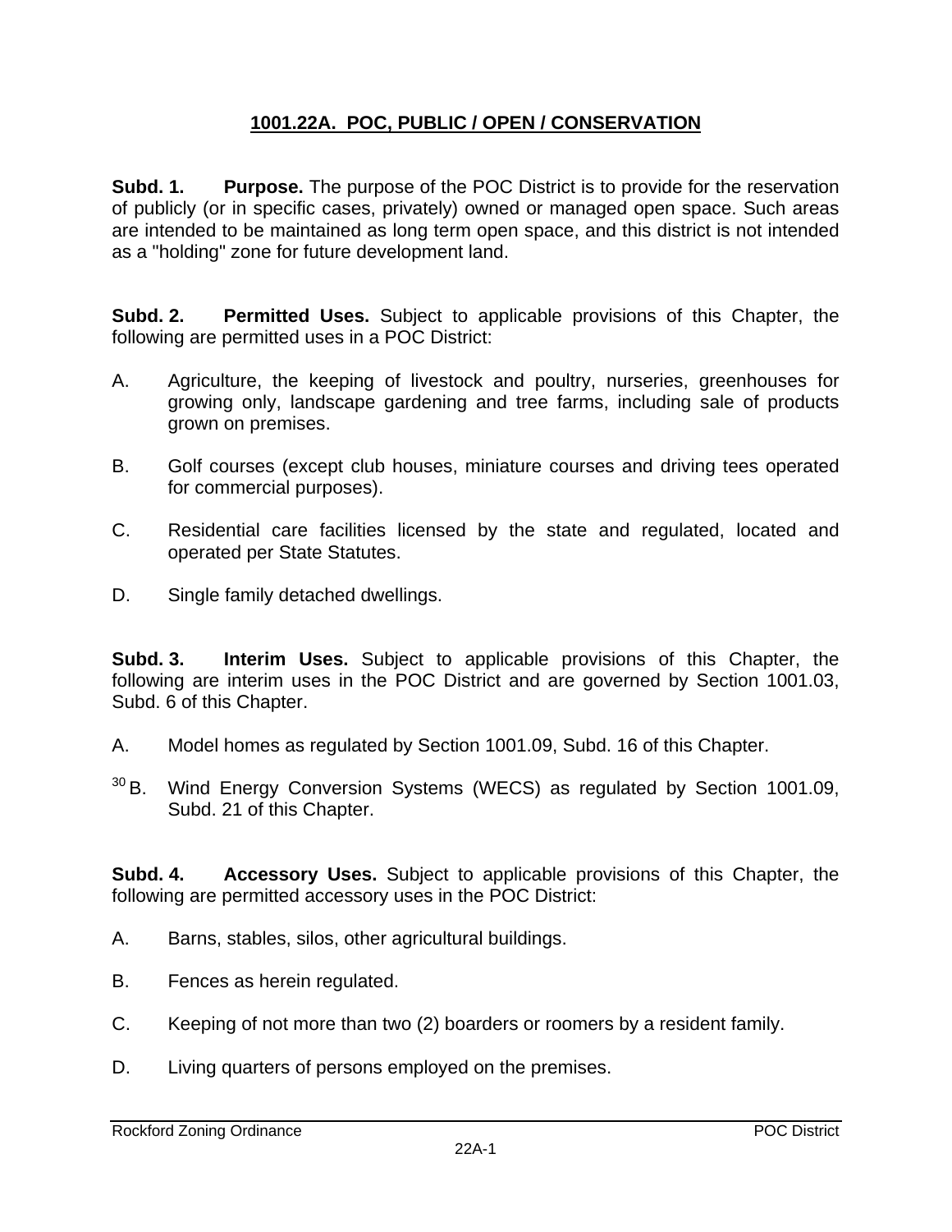# 1001.22A. POC, PUBLIC / OPEN / CONSERVATION

**Subd. 1. Purpose.** The purpose of the POC District is to provide for the reservation of publicly (or in specific cases, privately) owned or managed open space. Such areas are intended to be maintained as long term open space, and this district is not intended as a "holding" zone for future development land.

**Subd. 2. Permitted Uses.** Subject to applicable provisions of this Chapter, the following are permitted uses in a POC District:

A. Agriculture, the keeping of livestock and poultry, nurseries, greenhouses for growing only, landscape gardening and tree farms, including sale of products grown on premises.

B. Golf courses (except club houses, miniature courses and driving tees operated for commercial purposes).

C. Residential care facilities licensed by the state and regulated, located and operated per State Statutes.

D. Single family detached dwellings.

**Subd. 3. Interim Uses.** Subject to applicable provisions of this Chapter, the following are interim uses in the POC District and are governed by Section 1001.03, Subd. 6 of this Chapter.

A. Model homes as regulated by Section 1001.09, Subd. 16 of this Chapter.

[30] B. Wind Energy Conversion Systems (WECS) as regulated by Section 1001.09, Subd. 21 of this Chapter.

**Subd. 4. Accessory Uses.** Subject to applicable provisions of this Chapter, the following are permitted accessory uses in the POC District:

A. Barns, stables, silos, other agricultural buildings.

B. Fences as herein regulated.

C. Keeping of not more than two (2) boarders or roomers by a resident family.

D. Living quarters of persons employed on the premises.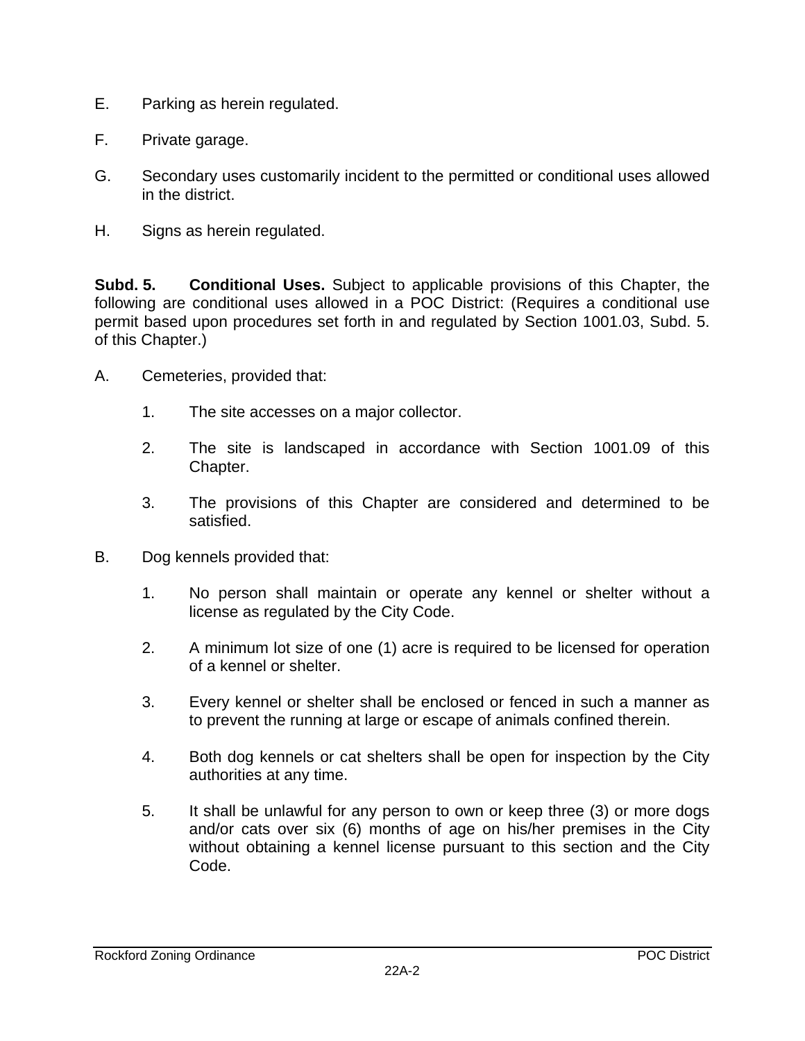E. Parking as herein regulated.

F. Private garage.

G. Secondary uses customarily incident to the permitted or conditional uses allowed in the district.

H. Signs as herein regulated.

**Subd. 5. Conditional Uses.** Subject to applicable provisions of this Chapter, the following are conditional uses allowed in a POC District: (Requires a conditional use permit based upon procedures set forth in and regulated by Section 1001.03, Subd. 5. of this Chapter.)

A. Cemeteries, provided that:

   1. The site accesses on a major collector.

   2. The site is landscaped in accordance with Section 1001.09 of this Chapter.

   3. The provisions of this Chapter are considered and determined to be satisfied.

B. Dog kennels provided that:

   1. No person shall maintain or operate any kennel or shelter without a license as regulated by the City Code.

   2. A minimum lot size of one (1) acre is required to be licensed for operation of a kennel or shelter.

   3. Every kennel or shelter shall be enclosed or fenced in such a manner as to prevent the running at large or escape of animals confined therein.

   4. Both dog kennels or cat shelters shall be open for inspection by the City authorities at any time.

   5. It shall be unlawful for any person to own or keep three (3) or more dogs and/or cats over six (6) months of age on his/her premises in the City without obtaining a kennel license pursuant to this section and the City Code.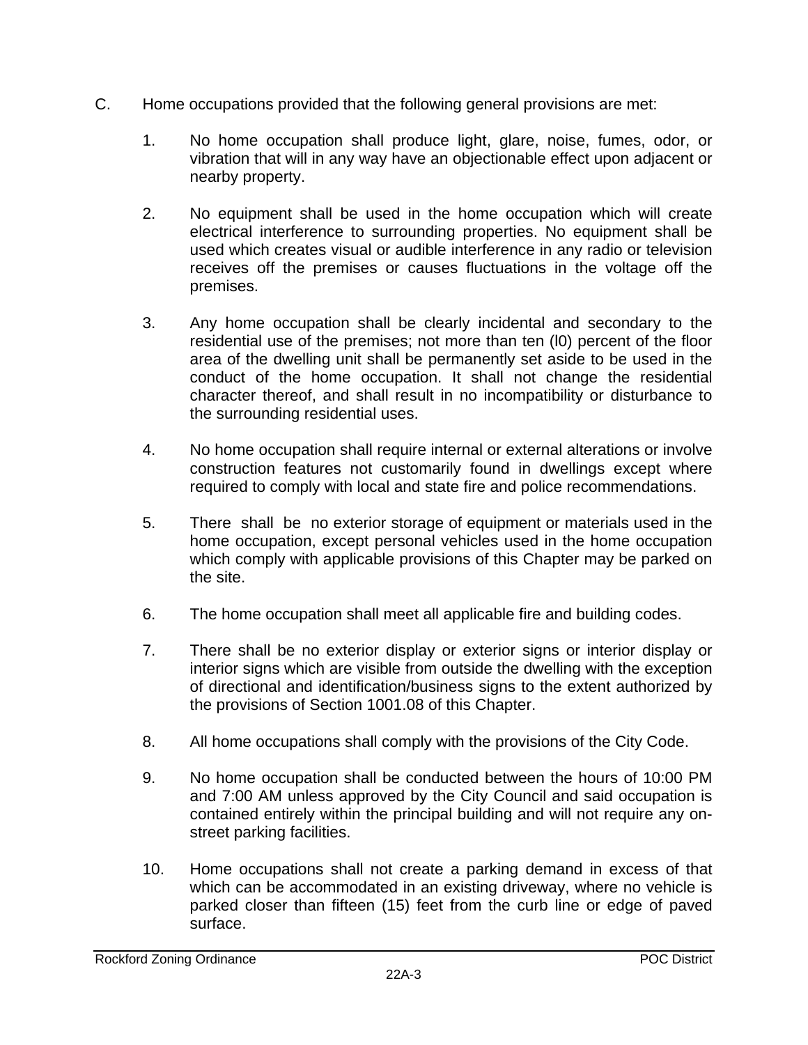C. Home occupations provided that the following general provisions are met:

1. No home occupation shall produce light, glare, noise, fumes, odor, or vibration that will in any way have an objectionable effect upon adjacent or nearby property.

2. No equipment shall be used in the home occupation which will create electrical interference to surrounding properties. No equipment shall be used which creates visual or audible interference in any radio or television receives off the premises or causes fluctuations in the voltage off the premises.

3. Any home occupation shall be clearly incidental and secondary to the residential use of the premises; not more than ten (l0) percent of the floor area of the dwelling unit shall be permanently set aside to be used in the conduct of the home occupation. It shall not change the residential character thereof, and shall result in no incompatibility or disturbance to the surrounding residential uses.

4. No home occupation shall require internal or external alterations or involve construction features not customarily found in dwellings except where required to comply with local and state fire and police recommendations.

5. There shall be no exterior storage of equipment or materials used in the home occupation, except personal vehicles used in the home occupation which comply with applicable provisions of this Chapter may be parked on the site.

6. The home occupation shall meet all applicable fire and building codes.

7. There shall be no exterior display or exterior signs or interior display or interior signs which are visible from outside the dwelling with the exception of directional and identification/business signs to the extent authorized by the provisions of Section 1001.08 of this Chapter.

8. All home occupations shall comply with the provisions of the City Code.

9. No home occupation shall be conducted between the hours of 10:00 PM and 7:00 AM unless approved by the City Council and said occupation is contained entirely within the principal building and will not require any on-street parking facilities.

10. Home occupations shall not create a parking demand in excess of that which can be accommodated in an existing driveway, where no vehicle is parked closer than fifteen (15) feet from the curb line or edge of paved surface.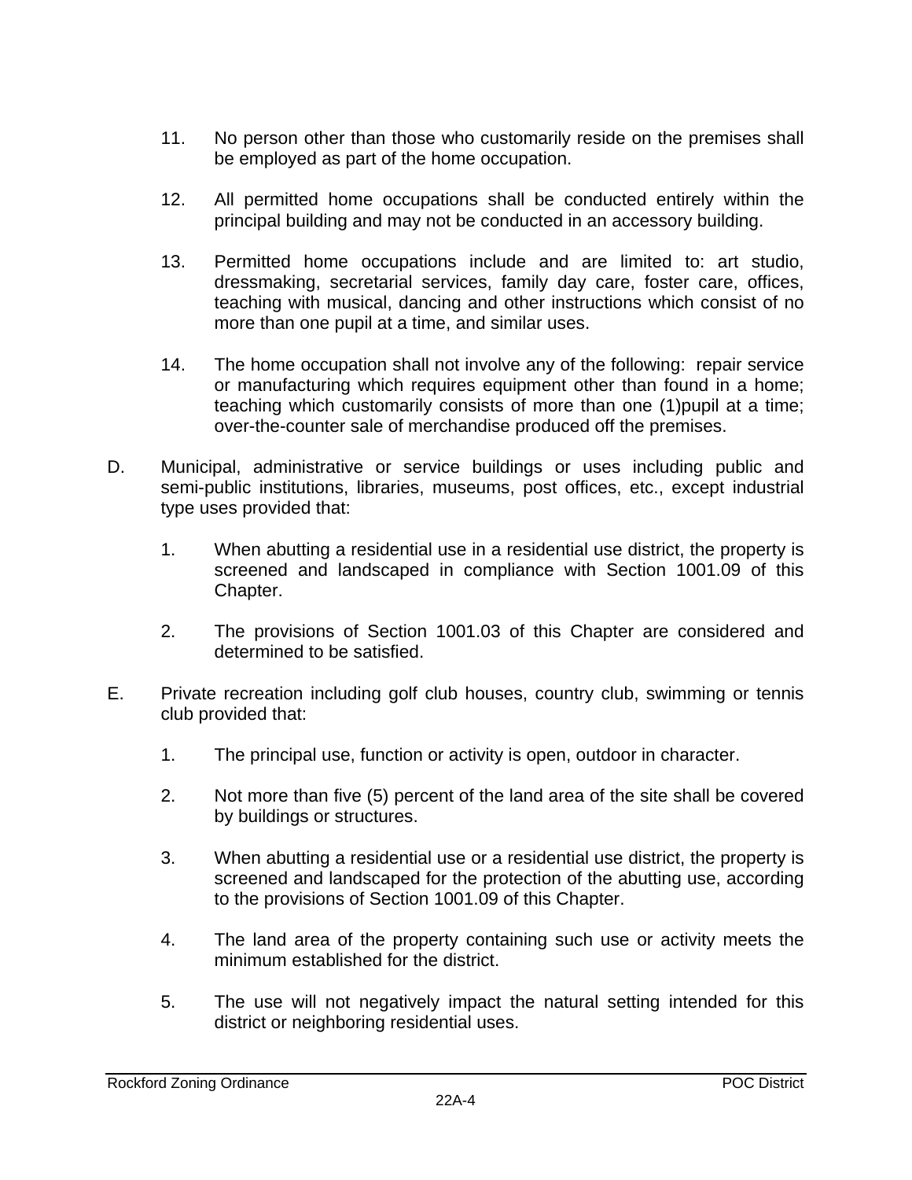11. No person other than those who customarily reside on the premises shall be employed as part of the home occupation.

12. All permitted home occupations shall be conducted entirely within the principal building and may not be conducted in an accessory building.

13. Permitted home occupations include and are limited to: art studio, dressmaking, secretarial services, family day care, foster care, offices, teaching with musical, dancing and other instructions which consist of no more than one pupil at a time, and similar uses.

14. The home occupation shall not involve any of the following: repair service or manufacturing which requires equipment other than found in a home; teaching which customarily consists of more than one (1)pupil at a time; over-the-counter sale of merchandise produced off the premises.

D. Municipal, administrative or service buildings or uses including public and semi-public institutions, libraries, museums, post offices, etc., except industrial type uses provided that:

   1. When abutting a residential use in a residential use district, the property is screened and landscaped in compliance with Section 1001.09 of this Chapter.

   2. The provisions of Section 1001.03 of this Chapter are considered and determined to be satisfied.

E. Private recreation including golf club houses, country club, swimming or tennis club provided that:

   1. The principal use, function or activity is open, outdoor in character.

   2. Not more than five (5) percent of the land area of the site shall be covered by buildings or structures.

   3. When abutting a residential use or a residential use district, the property is screened and landscaped for the protection of the abutting use, according to the provisions of Section 1001.09 of this Chapter.

   4. The land area of the property containing such use or activity meets the minimum established for the district.

   5. The use will not negatively impact the natural setting intended for this district or neighboring residential uses.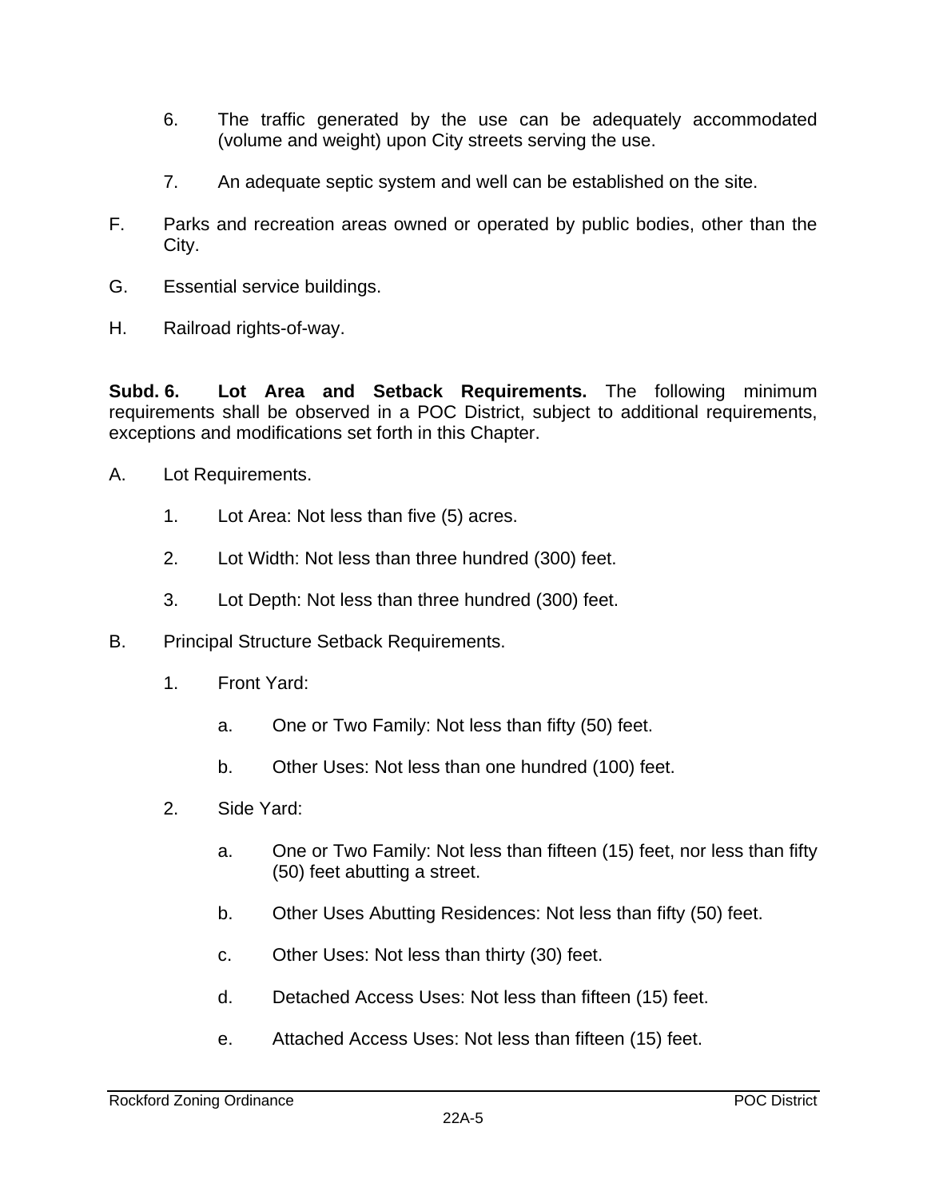6. The traffic generated by the use can be adequately accommodated (volume and weight) upon City streets serving the use.

7. An adequate septic system and well can be established on the site.

F. Parks and recreation areas owned or operated by public bodies, other than the City.

G. Essential service buildings.

H. Railroad rights-of-way.

**Subd. 6. Lot Area and Setback Requirements.** The following minimum requirements shall be observed in a POC District, subject to additional requirements, exceptions and modifications set forth in this Chapter.

A. Lot Requirements.

1. Lot Area: Not less than five (5) acres.

2. Lot Width: Not less than three hundred (300) feet.

3. Lot Depth: Not less than three hundred (300) feet.

B. Principal Structure Setback Requirements.

1. Front Yard:

   a. One or Two Family: Not less than fifty (50) feet.

   b. Other Uses: Not less than one hundred (100) feet.

2. Side Yard:

   a. One or Two Family: Not less than fifteen (15) feet, nor less than fifty (50) feet abutting a street.

   b. Other Uses Abutting Residences: Not less than fifty (50) feet.

   c. Other Uses: Not less than thirty (30) feet.

   d. Detached Access Uses: Not less than fifteen (15) feet.

   e. Attached Access Uses: Not less than fifteen (15) feet.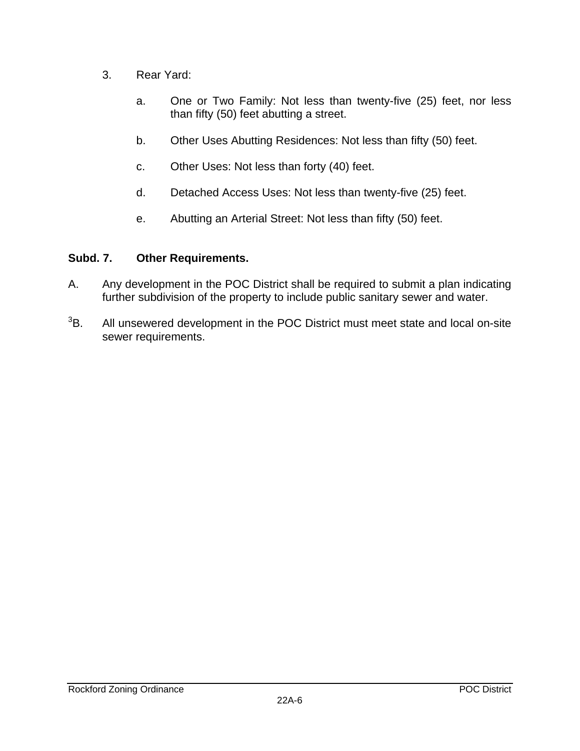3. Rear Yard:

   a. One or Two Family: Not less than twenty-five (25) feet, nor less than fifty (50) feet abutting a street.

   b. Other Uses Abutting Residences: Not less than fifty (50) feet.

   c. Other Uses: Not less than forty (40) feet.

   d. Detached Access Uses: Not less than twenty-five (25) feet.

   e. Abutting an Arterial Street: Not less than fifty (50) feet.

**Subd. 7. Other Requirements.**

A. Any development in the POC District shall be required to submit a plan indicating further subdivision of the property to include public sanitary sewer and water.

[3]B. All unsewered development in the POC District must meet state and local on-site sewer requirements.